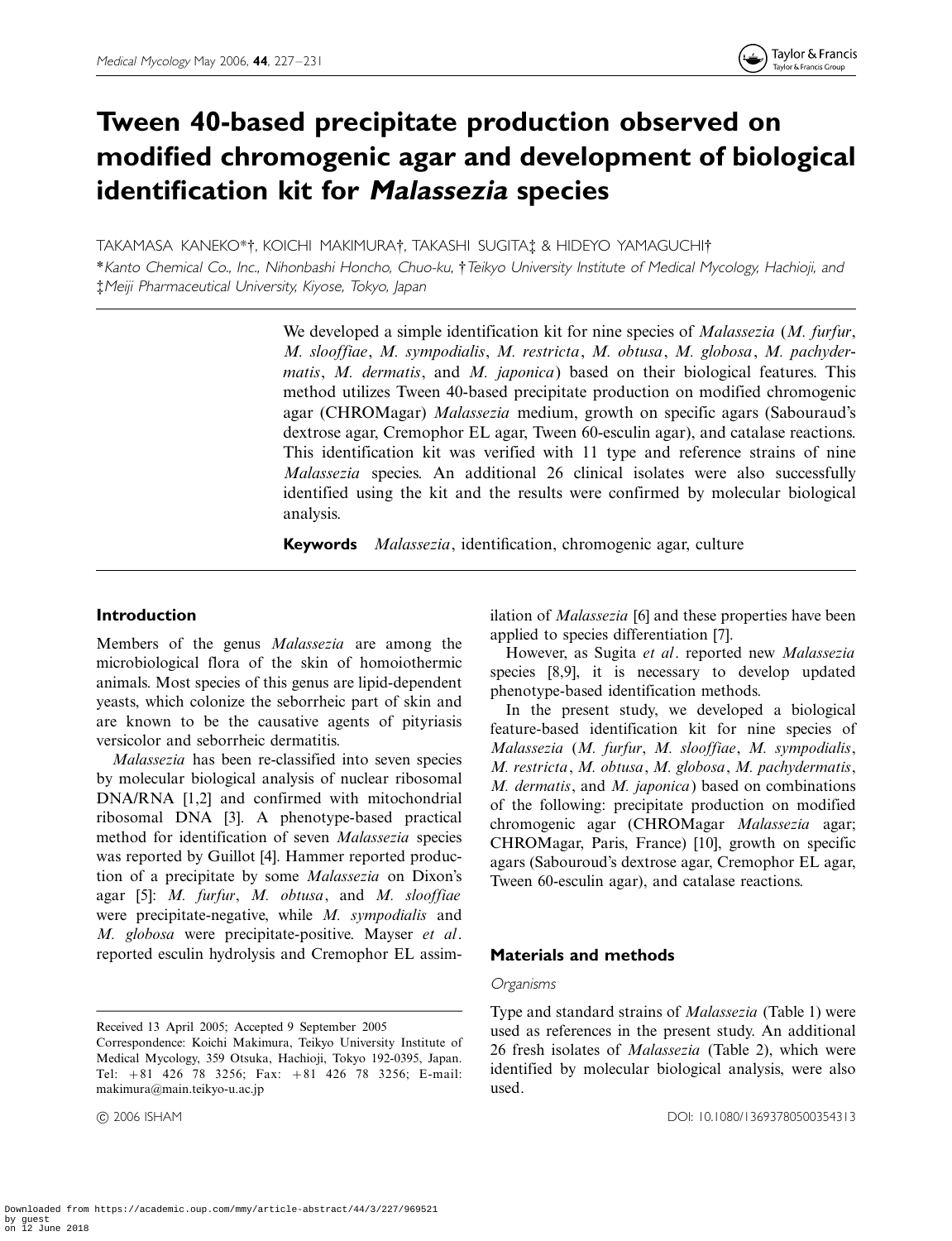# Tween 40-based precipitate production observed on modified chromogenic agar and development of biological identification kit for *Malassezia* species

TAKAMASA KANEKO*†, KOICHI MAKIMURA†, TAKASHI SUGITA‡ & HIDEYO YAMAGUCHI†

*Kanto Chemical Co., Inc., Nihonbashi Honcho, Chuo-ku, †Teikyo University Institute of Medical Mycology, Hachioji, and ‡Meiji Pharmaceutical University, Kiyose, Tokyo, Japan

We developed a simple identification kit for nine species of *Malassezia* (*M. furfur*, *M. slooffiae*, *M. sympodialis*, *M. restricta*, *M. obtusa*, *M. globosa*, *M. pachydermatis*, *M. dermatis*, and *M. japonica*) based on their biological features. This method utilizes Tween 40-based precipitate production on modified chromogenic agar (CHROMagar) *Malassezia* medium, growth on specific agars (Sabouraud's dextrose agar, Cremophor EL agar, Tween 60-esculin agar), and catalase reactions. This identification kit was verified with 11 type and reference strains of nine *Malassezia* species. An additional 26 clinical isolates were also successfully identified using the kit and the results were confirmed by molecular biological analysis.

**Keywords** *Malassezia*, identification, chromogenic agar, culture

## Introduction

Members of the genus *Malassezia* are among the microbiological flora of the skin of homoiothermic animals. Most species of this genus are lipid-dependent yeasts, which colonize the seborrheic part of skin and are known to be the causative agents of pityriasis versicolor and seborrheic dermatitis.

*Malassezia* has been re-classified into seven species by molecular biological analysis of nuclear ribosomal DNA/RNA [1,2] and confirmed with mitochondrial ribosomal DNA [3]. A phenotype-based practical method for identification of seven *Malassezia* species was reported by Guillot [4]. Hammer reported production of a precipitate by some *Malassezia* on Dixon's agar [5]: *M. furfur*, *M. obtusa*, and *M. slooffiae* were precipitate-negative, while *M. sympodialis* and *M. globosa* were precipitate-positive. Mayser *et al*. reported esculin hydrolysis and Cremophor EL assimilation of *Malassezia* [6] and these properties have been applied to species differentiation [7].

However, as Sugita *et al*. reported new *Malassezia* species [8,9], it is necessary to develop updated phenotype-based identification methods.

In the present study, we developed a biological feature-based identification kit for nine species of *Malassezia* (*M. furfur*, *M. slooffiae*, *M. sympodialis*, *M. restricta*, *M. obtusa*, *M. globosa*, *M. pachydermatis*, *M. dermatis*, and *M. japonica*) based on combinations of the following: precipitate production on modified chromogenic agar (CHROMagar *Malassezia* agar; CHROMagar, Paris, France) [10], growth on specific agars (Sabouroud's dextrose agar, Cremophor EL agar, Tween 60-esculin agar), and catalase reactions.

## Materials and methods

### Organisms

Type and standard strains of *Malassezia* (Table 1) were used as references in the present study. An additional 26 fresh isolates of *Malassezia* (Table 2), which were identified by molecular biological analysis, were also used.

Received 13 April 2005; Accepted 9 September 2005

Correspondence: Koichi Makimura, Teikyo University Institute of Medical Mycology, 359 Otsuka, Hachioji, Tokyo 192-0395, Japan. Tel: +81 426 78 3256; Fax: +81 426 78 3256; E-mail: makimura@main.teikyo-u.ac.jp

© 2006 ISHAM DOI: 10.1080/13693780500354313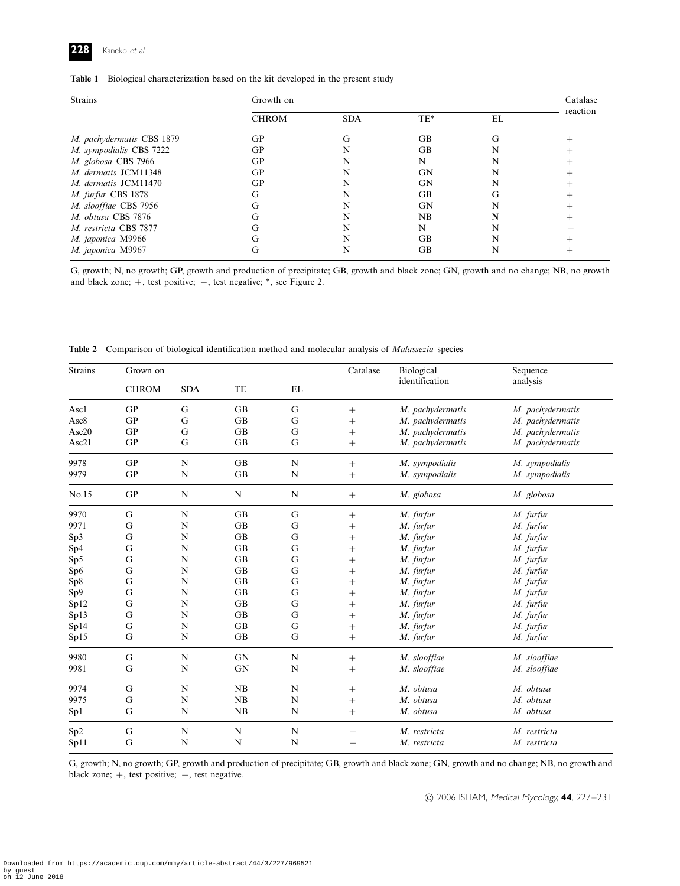**Table 1** Biological characterization based on the kit developed in the present study

| Strains | Growth on | | | | Catalase reaction |
|---|---|---|---|---|---|
| | CHROM | SDA | TE* | EL | |
| *M. pachydermatis* CBS 1879 | GP | G | GB | G | + |
| *M. sympodialis* CBS 7222 | GP | N | GB | N | + |
| *M. globosa* CBS 7966 | GP | N | N | N | + |
| *M. dermatis* JCM11348 | GP | N | GN | N | + |
| *M. dermatis* JCM11470 | GP | N | GN | N | + |
| *M. furfur* CBS 1878 | G | N | GB | G | + |
| *M. slooffiae* CBS 7956 | G | N | GN | N | + |
| *M. obtusa* CBS 7876 | G | N | NB | N | + |
| *M. restricta* CBS 7877 | G | N | N | N | − |
| *M. japonica* M9966 | G | N | GB | N | + |
| *M. japonica* M9967 | G | N | GB | N | + |

G, growth; N, no growth; GP, growth and production of precipitate; GB, growth and black zone; GN, growth and no change; NB, no growth and black zone; +, test positive; −, test negative; *, see Figure 2.

**Table 2** Comparison of biological identification method and molecular analysis of *Malassezia* species

| Strains | Grown on | | | | Catalase | Biological identification | Sequence analysis |
|---|---|---|---|---|---|---|---|
| | CHROM | SDA | TE | EL | | | |
| Asc1 | GP | G | GB | G | + | *M. pachydermatis* | *M. pachydermatis* |
| Asc8 | GP | G | GB | G | + | *M. pachydermatis* | *M. pachydermatis* |
| Asc20 | GP | G | GB | G | + | *M. pachydermatis* | *M. pachydermatis* |
| Asc21 | GP | G | GB | G | + | *M. pachydermatis* | *M. pachydermatis* |
| 9978 | GP | N | GB | N | + | *M. sympodialis* | *M. sympodialis* |
| 9979 | GP | N | GB | N | + | *M. sympodialis* | *M. sympodialis* |
| No.15 | GP | N | N | N | + | *M. globosa* | *M. globosa* |
| 9970 | G | N | GB | G | + | *M. furfur* | *M. furfur* |
| 9971 | G | N | GB | G | + | *M. furfur* | *M. furfur* |
| Sp3 | G | N | GB | G | + | *M. furfur* | *M. furfur* |
| Sp4 | G | N | GB | G | + | *M. furfur* | *M. furfur* |
| Sp5 | G | N | GB | G | + | *M. furfur* | *M. furfur* |
| Sp6 | G | N | GB | G | + | *M. furfur* | *M. furfur* |
| Sp8 | G | N | GB | G | + | *M. furfur* | *M. furfur* |
| Sp9 | G | N | GB | G | + | *M. furfur* | *M. furfur* |
| Sp12 | G | N | GB | G | + | *M. furfur* | *M. furfur* |
| Sp13 | G | N | GB | G | + | *M. furfur* | *M. furfur* |
| Sp14 | G | N | GB | G | + | *M. furfur* | *M. furfur* |
| Sp15 | G | N | GB | G | + | *M. furfur* | *M. furfur* |
| 9980 | G | N | GN | N | + | *M. slooffiae* | *M. slooffiae* |
| 9981 | G | N | GN | N | + | *M. slooffiae* | *M. slooffiae* |
| 9974 | G | N | NB | N | + | *M. obtusa* | *M. obtusa* |
| 9975 | G | N | NB | N | + | *M. obtusa* | *M. obtusa* |
| Sp1 | G | N | NB | N | + | *M. obtusa* | *M. obtusa* |
| Sp2 | G | N | N | N | − | *M. restricta* | *M. restricta* |
| Sp11 | G | N | N | N | − | *M. restricta* | *M. restricta* |

G, growth; N, no growth; GP, growth and production of precipitate; GB, growth and black zone; GN, growth and no change; NB, no growth and black zone; +, test positive; −, test negative.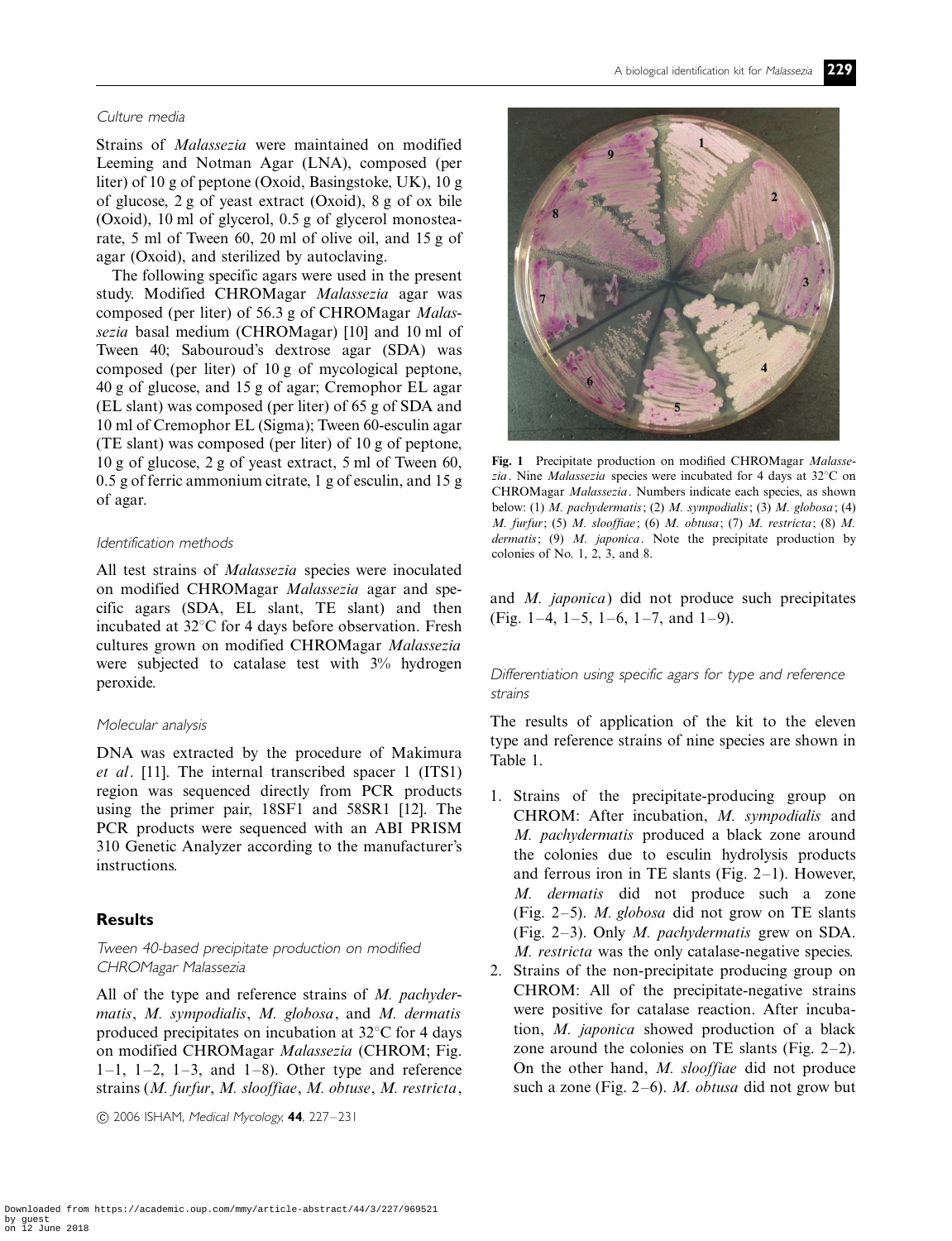### Culture media

Strains of *Malassezia* were maintained on modified Leeming and Notman Agar (LNA), composed (per liter) of 10 g of peptone (Oxoid, Basingstoke, UK), 10 g of glucose, 2 g of yeast extract (Oxoid), 8 g of ox bile (Oxoid), 10 ml of glycerol, 0.5 g of glycerol monostearate, 5 ml of Tween 60, 20 ml of olive oil, and 15 g of agar (Oxoid), and sterilized by autoclaving.

The following specific agars were used in the present study. Modified CHROMagar *Malassezia* agar was composed (per liter) of 56.3 g of CHROMagar *Malassezia* basal medium (CHROMagar) [10] and 10 ml of Tween 40; Sabouroud's dextrose agar (SDA) was composed (per liter) of 10 g of mycological peptone, 40 g of glucose, and 15 g of agar; Cremophor EL agar (EL slant) was composed (per liter) of 65 g of SDA and 10 ml of Cremophor EL (Sigma); Tween 60-esculin agar (TE slant) was composed (per liter) of 10 g of peptone, 10 g of glucose, 2 g of yeast extract, 5 ml of Tween 60, 0.5 g of ferric ammonium citrate, 1 g of esculin, and 15 g of agar.

### Identification methods

All test strains of *Malassezia* species were inoculated on modified CHROMagar *Malassezia* agar and specific agars (SDA, EL slant, TE slant) and then incubated at 32°C for 4 days before observation. Fresh cultures grown on modified CHROMagar *Malassezia* were subjected to catalase test with 3% hydrogen peroxide.

### Molecular analysis

DNA was extracted by the procedure of Makimura *et al*. [11]. The internal transcribed spacer 1 (ITS1) region was sequenced directly from PCR products using the primer pair, 18SF1 and 58SR1 [12]. The PCR products were sequenced with an ABI PRISM 310 Genetic Analyzer according to the manufacturer's instructions.

## Results

### Tween 40-based precipitate production on modified CHROMagar Malassezia

All of the type and reference strains of *M. pachydermatis*, *M. sympodialis*, *M. globosa*, and *M. dermatis* produced precipitates on incubation at 32°C for 4 days on modified CHROMagar *Malassezia* (CHROM; Fig. 1–1, 1–2, 1–3, and 1–8). Other type and reference strains (*M. furfur*, *M. slooffiae*, *M. obtuse*, *M. restricta*, and *M. japonica*) did not produce such precipitates (Fig. 1–4, 1–5, 1–6, 1–7, and 1–9).

**Fig. 1** Precipitate production on modified CHROMagar *Malassezia*. Nine *Malassezia* species were incubated for 4 days at 32°C on CHROMagar *Malassezia*. Numbers indicate each species, as shown below: (1) *M. pachydermatis*; (2) *M. sympodialis*; (3) *M. globosa*; (4) *M. furfur*; (5) *M. slooffiae*; (6) *M. obtusa*; (7) *M. restricta*; (8) *M. dermatis*; (9) *M. japonica*. Note the precipitate production by colonies of No. 1, 2, 3, and 8.

### Differentiation using specific agars for type and reference strains

The results of application of the kit to the eleven type and reference strains of nine species are shown in Table 1.

1. Strains of the precipitate-producing group on CHROM: After incubation, *M. sympodialis* and *M. pachydermatis* produced a black zone around the colonies due to esculin hydrolysis products and ferrous iron in TE slants (Fig. 2–1). However, *M. dermatis* did not produce such a zone (Fig. 2–5). *M. globosa* did not grow on TE slants (Fig. 2–3). Only *M. pachydermatis* grew on SDA. *M. restricta* was the only catalase-negative species.
2. Strains of the non-precipitate producing group on CHROM: All of the precipitate-negative strains were positive for catalase reaction. After incubation, *M. japonica* showed production of a black zone around the colonies on TE slants (Fig. 2–2). On the other hand, *M. slooffiae* did not produce such a zone (Fig. 2–6). *M. obtusa* did not grow but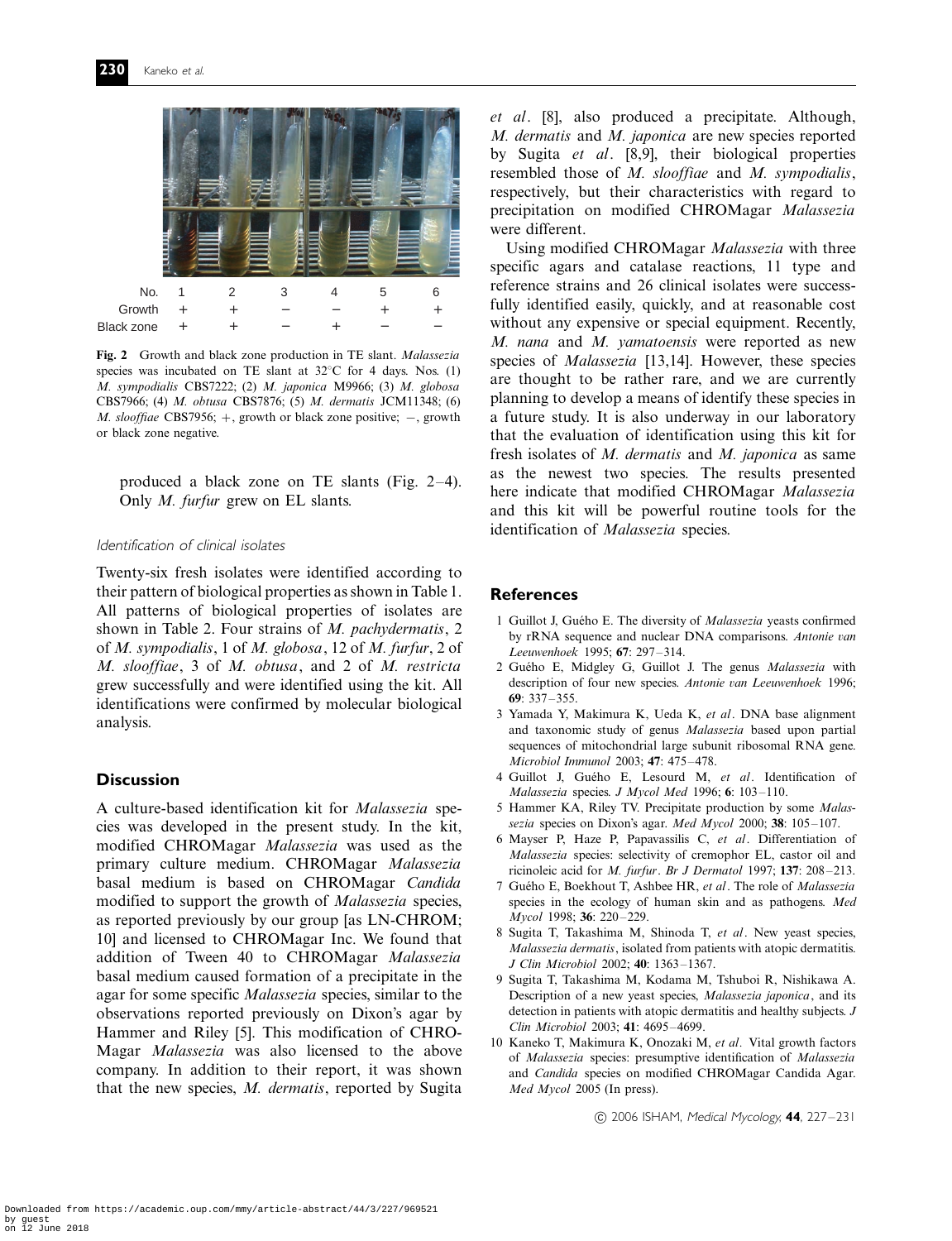| No. | 1 | 2 | 3 | 4 | 5 | 6 |
|---|---|---|---|---|---|---|
| Growth | + | + | − | − | + | + |
| Black zone | + | + | − | + | − | − |

**Fig. 2** Growth and black zone production in TE slant. *Malassezia* species was incubated on TE slant at 32°C for 4 days. Nos. (1) *M. sympodialis* CBS7222; (2) *M. japonica* M9966; (3) *M. globosa* CBS7966; (4) *M. obtusa* CBS7876; (5) *M. dermatis* JCM11348; (6) *M. slooffiae* CBS7956; +, growth or black zone positive; −, growth or black zone negative.

produced a black zone on TE slants (Fig. 2–4). Only *M. furfur* grew on EL slants.

### Identification of clinical isolates

Twenty-six fresh isolates were identified according to their pattern of biological properties as shown in Table 1. All patterns of biological properties of isolates are shown in Table 2. Four strains of *M. pachydermatis*, 2 of *M. sympodialis*, 1 of *M. globosa*, 12 of *M. furfur*, 2 of *M. slooffiae*, 3 of *M. obtusa*, and 2 of *M. restricta* grew successfully and were identified using the kit. All identifications were confirmed by molecular biological analysis.

## Discussion

A culture-based identification kit for *Malassezia* species was developed in the present study. In the kit, modified CHROMagar *Malassezia* was used as the primary culture medium. CHROMagar *Malassezia* basal medium is based on CHROMagar *Candida* modified to support the growth of *Malassezia* species, as reported previously by our group [as LN-CHROM; 10] and licensed to CHROMagar Inc. We found that addition of Tween 40 to CHROMagar *Malassezia* basal medium caused formation of a precipitate in the agar for some specific *Malassezia* species, similar to the observations reported previously on Dixon's agar by Hammer and Riley [5]. This modification of CHROMagar *Malassezia* was also licensed to the above company. In addition to their report, it was shown that the new species, *M. dermatis*, reported by Sugita *et al*. [8], also produced a precipitate. Although, *M. dermatis* and *M. japonica* are new species reported by Sugita *et al*. [8,9], their biological properties resembled those of *M. slooffiae* and *M. sympodialis*, respectively, but their characteristics with regard to precipitation on modified CHROMagar *Malassezia* were different.

Using modified CHROMagar *Malassezia* with three specific agars and catalase reactions, 11 type and reference strains and 26 clinical isolates were successfully identified easily, quickly, and at reasonable cost without any expensive or special equipment. Recently, *M. nana* and *M. yamatoensis* were reported as new species of *Malassezia* [13,14]. However, these species are thought to be rather rare, and we are currently planning to develop a means of identify these species in a future study. It is also underway in our laboratory that the evaluation of identification using this kit for fresh isolates of *M. dermatis* and *M. japonica* as same as the newest two species. The results presented here indicate that modified CHROMagar *Malassezia* and this kit will be powerful routine tools for the identification of *Malassezia* species.

## References

1. Guillot J, Guého E. The diversity of *Malassezia* yeasts confirmed by rRNA sequence and nuclear DNA comparisons. *Antonie van Leeuwenhoek* 1995; **67**: 297–314.
2. Guého E, Midgley G, Guillot J. The genus *Malassezia* with description of four new species. *Antonie van Leeuwenhoek* 1996; **69**: 337–355.
3. Yamada Y, Makimura K, Ueda K, *et al*. DNA base alignment and taxonomic study of genus *Malassezia* based upon partial sequences of mitochondrial large subunit ribosomal RNA gene. *Microbiol Immunol* 2003; **47**: 475–478.
4. Guillot J, Guého E, Lesourd M, *et al*. Identification of *Malassezia* species. *J Mycol Med* 1996; **6**: 103–110.
5. Hammer KA, Riley TV. Precipitate production by some *Malassezia* species on Dixon's agar. *Med Mycol* 2000; **38**: 105–107.
6. Mayser P, Haze P, Papavassilis C, *et al*. Differentiation of *Malassezia* species: selectivity of cremophor EL, castor oil and ricinoleic acid for *M. furfur*. *Br J Dermatol* 1997; **137**: 208–213.
7. Guého E, Boekhout T, Ashbee HR, *et al*. The role of *Malassezia* species in the ecology of human skin and as pathogens. *Med Mycol* 1998; **36**: 220–229.
8. Sugita T, Takashima M, Shinoda T, *et al*. New yeast species, *Malassezia dermatis*, isolated from patients with atopic dermatitis. *J Clin Microbiol* 2002; **40**: 1363–1367.
9. Sugita T, Takashima M, Kodama M, Tsuboi R, Nishikawa A. Description of a new yeast species, *Malassezia japonica*, and its detection in patients with atopic dermatitis and healthy subjects. *J Clin Microbiol* 2003; **41**: 4695–4699.
10. Kaneko T, Makimura K, Onozaki M, *et al*. Vital growth factors of *Malassezia* species: presumptive identification of *Malassezia* and *Candida* species on modified CHROMagar Candida Agar. *Med Mycol* 2005 (In press).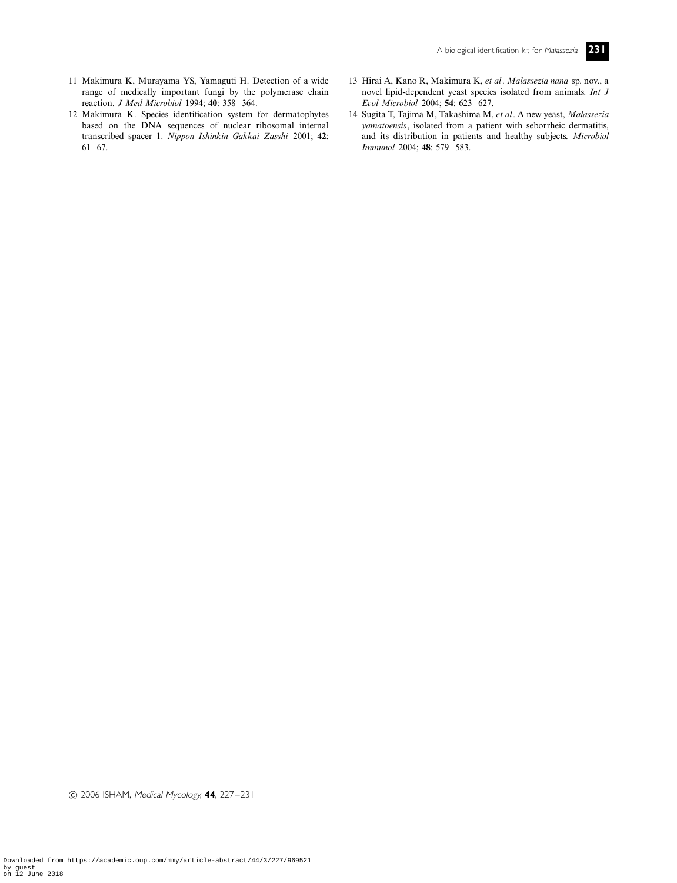11 Makimura K, Murayama YS, Yamaguti H. Detection of a wide range of medically important fungi by the polymerase chain reaction. *J Med Microbiol* 1994; **40**: 358–364.

12 Makimura K. Species identification system for dermatophytes based on the DNA sequences of nuclear ribosomal internal transcribed spacer 1. *Nippon Ishinkin Gakkai Zasshi* 2001; **42**: 61–67.

13 Hirai A, Kano R, Makimura K, *et al*. *Malassezia nana* sp. nov., a novel lipid-dependent yeast species isolated from animals. *Int J Evol Microbiol* 2004; **54**: 623–627.

14 Sugita T, Tajima M, Takashima M, *et al*. A new yeast, *Malassezia yamatoensis*, isolated from a patient with seborrheic dermatitis, and its distribution in patients and healthy subjects. *Microbiol Immunol* 2004; **48**: 579–583.